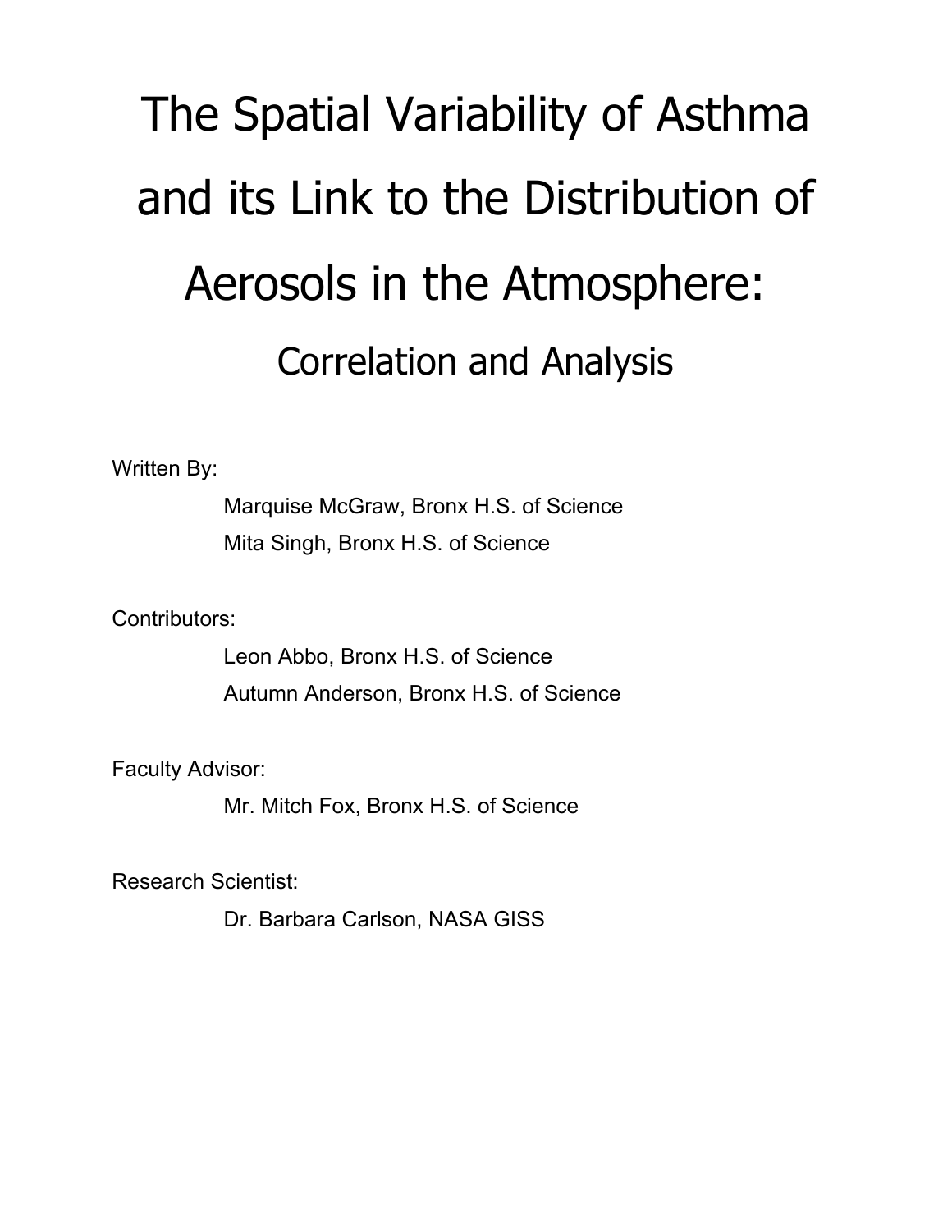# The Spatial Variability of Asthma and its Link to the Distribution of Aerosols in the Atmosphere:

## Correlation and Analysis

Written By:

Marquise McGraw, Bronx H.S. of Science
Mita Singh, Bronx H.S. of Science

Contributors:

Leon Abbo, Bronx H.S. of Science
Autumn Anderson, Bronx H.S. of Science

Faculty Advisor:

Mr. Mitch Fox, Bronx H.S. of Science

Research Scientist:

Dr. Barbara Carlson, NASA GISS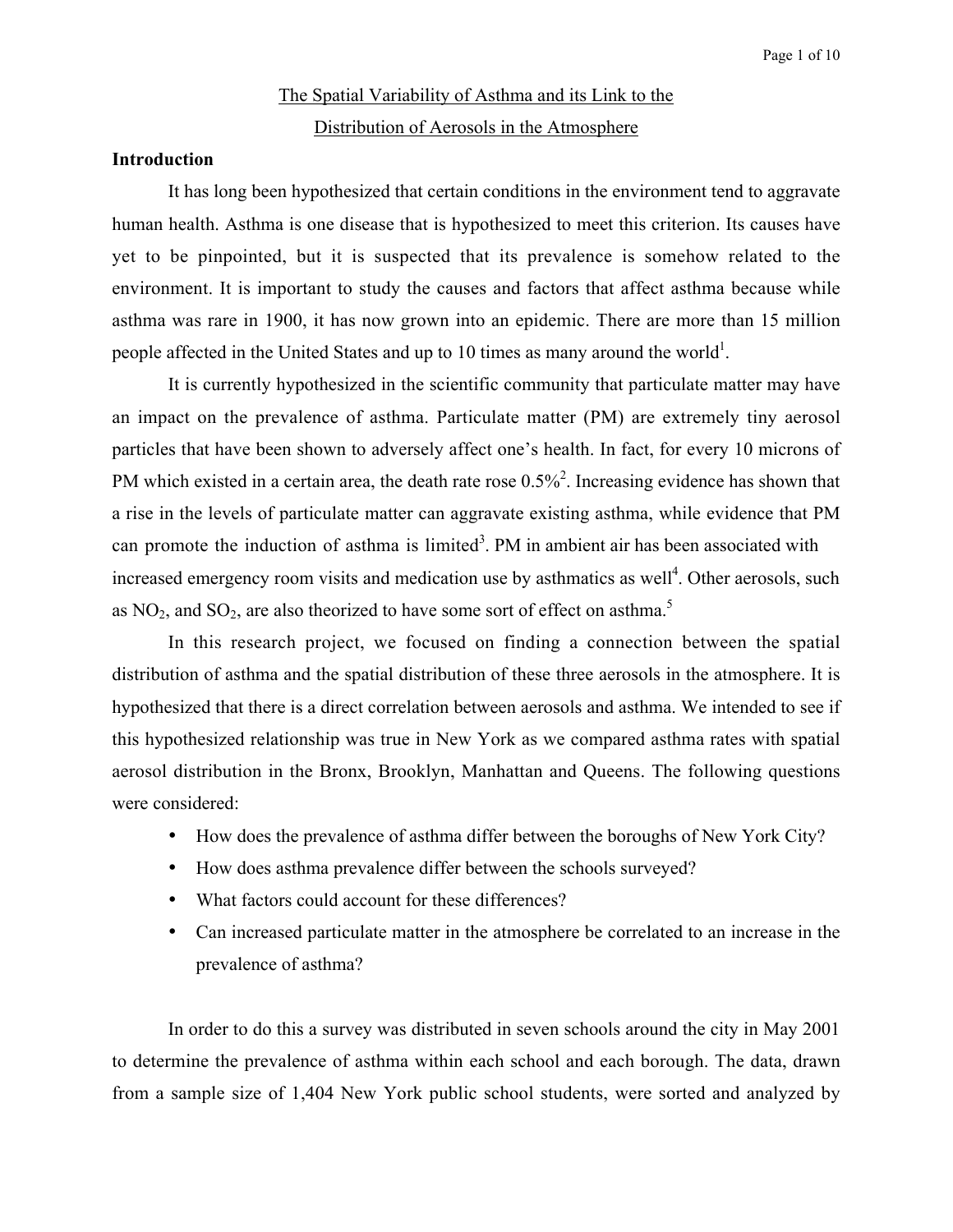The Spatial Variability of Asthma and its Link to the Distribution of Aerosols in the Atmosphere

## Introduction

It has long been hypothesized that certain conditions in the environment tend to aggravate human health. Asthma is one disease that is hypothesized to meet this criterion. Its causes have yet to be pinpointed, but it is suspected that its prevalence is somehow related to the environment. It is important to study the causes and factors that affect asthma because while asthma was rare in 1900, it has now grown into an epidemic. There are more than 15 million people affected in the United States and up to 10 times as many around the world[1].

It is currently hypothesized in the scientific community that particulate matter may have an impact on the prevalence of asthma. Particulate matter (PM) are extremely tiny aerosol particles that have been shown to adversely affect one's health. In fact, for every 10 microns of PM which existed in a certain area, the death rate rose 0.5%[2]. Increasing evidence has shown that a rise in the levels of particulate matter can aggravate existing asthma, while evidence that PM can promote the induction of asthma is limited[3]. PM in ambient air has been associated with increased emergency room visits and medication use by asthmatics as well[4]. Other aerosols, such as $NO_2$, and $SO_2$, are also theorized to have some sort of effect on asthma.[5]

In this research project, we focused on finding a connection between the spatial distribution of asthma and the spatial distribution of these three aerosols in the atmosphere. It is hypothesized that there is a direct correlation between aerosols and asthma. We intended to see if this hypothesized relationship was true in New York as we compared asthma rates with spatial aerosol distribution in the Bronx, Brooklyn, Manhattan and Queens. The following questions were considered:

- How does the prevalence of asthma differ between the boroughs of New York City?
- How does asthma prevalence differ between the schools surveyed?
- What factors could account for these differences?
- Can increased particulate matter in the atmosphere be correlated to an increase in the prevalence of asthma?

In order to do this a survey was distributed in seven schools around the city in May 2001 to determine the prevalence of asthma within each school and each borough. The data, drawn from a sample size of 1,404 New York public school students, were sorted and analyzed by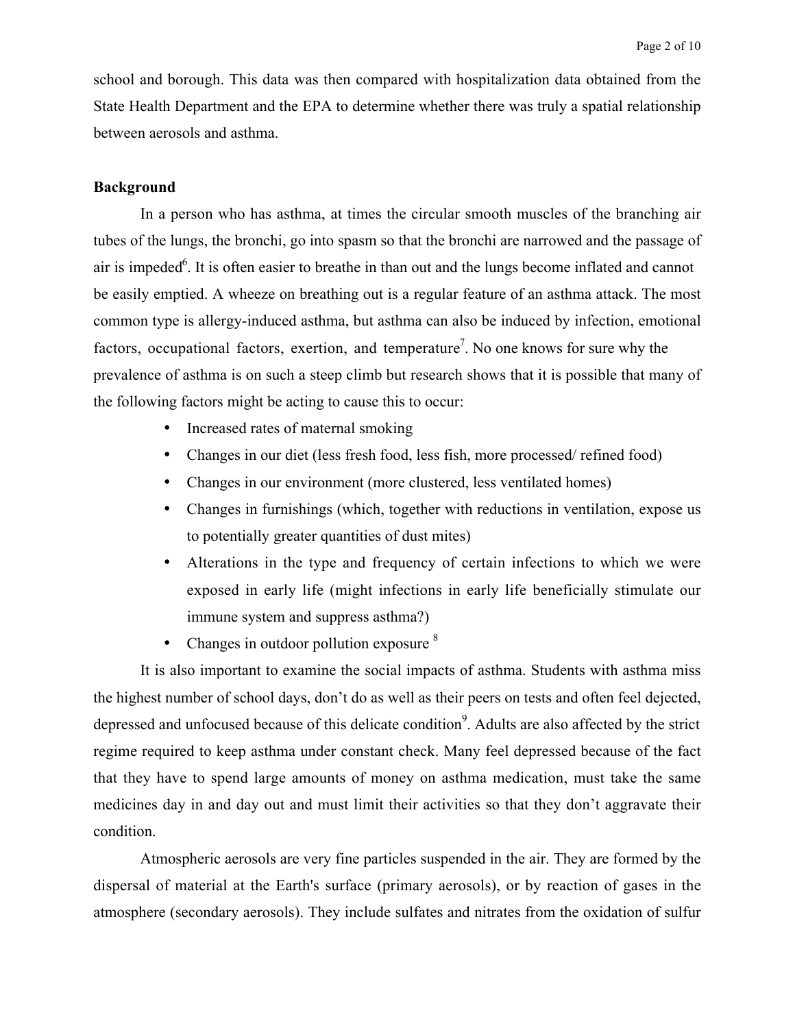school and borough. This data was then compared with hospitalization data obtained from the State Health Department and the EPA to determine whether there was truly a spatial relationship between aerosols and asthma.

**Background**

In a person who has asthma, at times the circular smooth muscles of the branching air tubes of the lungs, the bronchi, go into spasm so that the bronchi are narrowed and the passage of air is impeded[6]. It is often easier to breathe in than out and the lungs become inflated and cannot be easily emptied. A wheeze on breathing out is a regular feature of an asthma attack. The most common type is allergy-induced asthma, but asthma can also be induced by infection, emotional factors, occupational factors, exertion, and temperature[7]. No one knows for sure why the prevalence of asthma is on such a steep climb but research shows that it is possible that many of the following factors might be acting to cause this to occur:

- Increased rates of maternal smoking
- Changes in our diet (less fresh food, less fish, more processed/ refined food)
- Changes in our environment (more clustered, less ventilated homes)
- Changes in furnishings (which, together with reductions in ventilation, expose us to potentially greater quantities of dust mites)
- Alterations in the type and frequency of certain infections to which we were exposed in early life (might infections in early life beneficially stimulate our immune system and suppress asthma?)
- Changes in outdoor pollution exposure [8]

It is also important to examine the social impacts of asthma. Students with asthma miss the highest number of school days, don't do as well as their peers on tests and often feel dejected, depressed and unfocused because of this delicate condition[9]. Adults are also affected by the strict regime required to keep asthma under constant check. Many feel depressed because of the fact that they have to spend large amounts of money on asthma medication, must take the same medicines day in and day out and must limit their activities so that they don't aggravate their condition.

Atmospheric aerosols are very fine particles suspended in the air. They are formed by the dispersal of material at the Earth's surface (primary aerosols), or by reaction of gases in the atmosphere (secondary aerosols). They include sulfates and nitrates from the oxidation of sulfur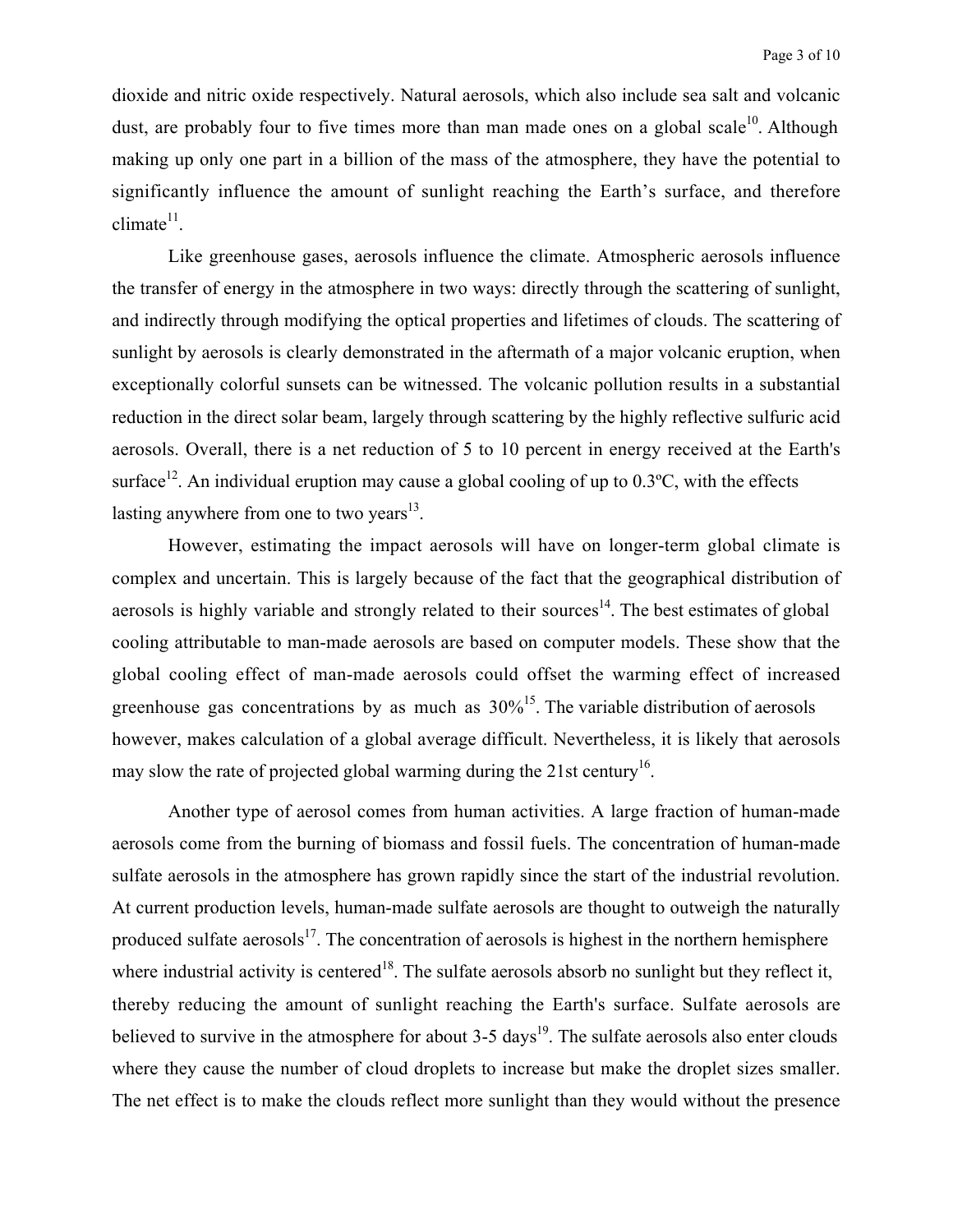dioxide and nitric oxide respectively. Natural aerosols, which also include sea salt and volcanic dust, are probably four to five times more than man made ones on a global scale[10]. Although making up only one part in a billion of the mass of the atmosphere, they have the potential to significantly influence the amount of sunlight reaching the Earth's surface, and therefore climate[11].

Like greenhouse gases, aerosols influence the climate. Atmospheric aerosols influence the transfer of energy in the atmosphere in two ways: directly through the scattering of sunlight, and indirectly through modifying the optical properties and lifetimes of clouds. The scattering of sunlight by aerosols is clearly demonstrated in the aftermath of a major volcanic eruption, when exceptionally colorful sunsets can be witnessed. The volcanic pollution results in a substantial reduction in the direct solar beam, largely through scattering by the highly reflective sulfuric acid aerosols. Overall, there is a net reduction of 5 to 10 percent in energy received at the Earth's surface[12]. An individual eruption may cause a global cooling of up to 0.3ºC, with the effects lasting anywhere from one to two years[13].

However, estimating the impact aerosols will have on longer-term global climate is complex and uncertain. This is largely because of the fact that the geographical distribution of aerosols is highly variable and strongly related to their sources[14]. The best estimates of global cooling attributable to man-made aerosols are based on computer models. These show that the global cooling effect of man-made aerosols could offset the warming effect of increased greenhouse gas concentrations by as much as 30%[15]. The variable distribution of aerosols however, makes calculation of a global average difficult. Nevertheless, it is likely that aerosols may slow the rate of projected global warming during the 21st century[16].

Another type of aerosol comes from human activities. A large fraction of human-made aerosols come from the burning of biomass and fossil fuels. The concentration of human-made sulfate aerosols in the atmosphere has grown rapidly since the start of the industrial revolution. At current production levels, human-made sulfate aerosols are thought to outweigh the naturally produced sulfate aerosols[17]. The concentration of aerosols is highest in the northern hemisphere where industrial activity is centered[18]. The sulfate aerosols absorb no sunlight but they reflect it, thereby reducing the amount of sunlight reaching the Earth's surface. Sulfate aerosols are believed to survive in the atmosphere for about 3-5 days[19]. The sulfate aerosols also enter clouds where they cause the number of cloud droplets to increase but make the droplet sizes smaller. The net effect is to make the clouds reflect more sunlight than they would without the presence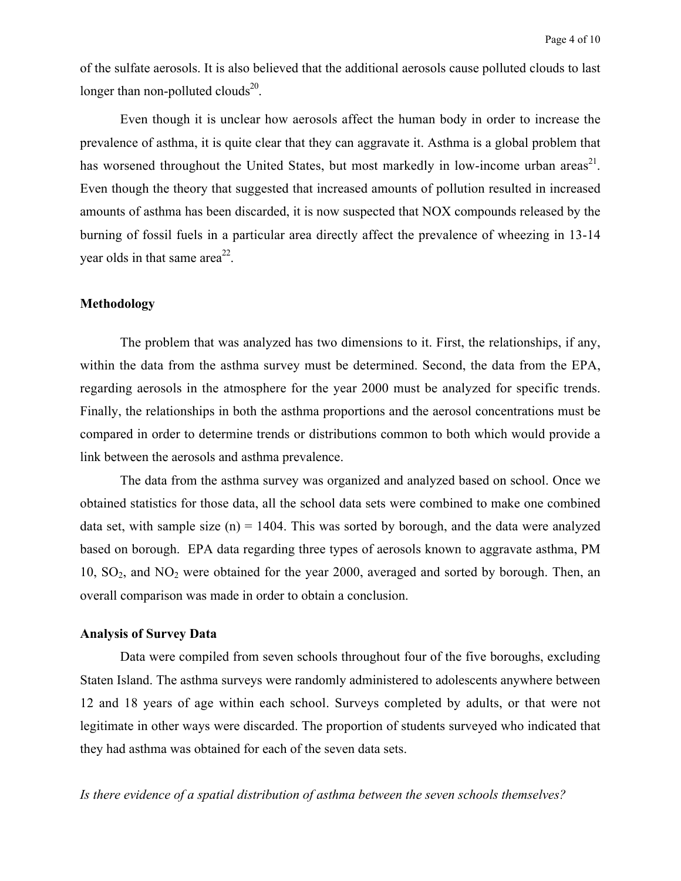of the sulfate aerosols. It is also believed that the additional aerosols cause polluted clouds to last longer than non-polluted clouds[20].

Even though it is unclear how aerosols affect the human body in order to increase the prevalence of asthma, it is quite clear that they can aggravate it. Asthma is a global problem that has worsened throughout the United States, but most markedly in low-income urban areas[21]. Even though the theory that suggested that increased amounts of pollution resulted in increased amounts of asthma has been discarded, it is now suspected that NOX compounds released by the burning of fossil fuels in a particular area directly affect the prevalence of wheezing in 13-14 year olds in that same area[22].

## Methodology

The problem that was analyzed has two dimensions to it. First, the relationships, if any, within the data from the asthma survey must be determined. Second, the data from the EPA, regarding aerosols in the atmosphere for the year 2000 must be analyzed for specific trends. Finally, the relationships in both the asthma proportions and the aerosol concentrations must be compared in order to determine trends or distributions common to both which would provide a link between the aerosols and asthma prevalence.

The data from the asthma survey was organized and analyzed based on school. Once we obtained statistics for those data, all the school data sets were combined to make one combined data set, with sample size (n) = 1404. This was sorted by borough, and the data were analyzed based on borough. EPA data regarding three types of aerosols known to aggravate asthma, PM 10, $SO_2$, and $NO_2$ were obtained for the year 2000, averaged and sorted by borough. Then, an overall comparison was made in order to obtain a conclusion.

## Analysis of Survey Data

Data were compiled from seven schools throughout four of the five boroughs, excluding Staten Island. The asthma surveys were randomly administered to adolescents anywhere between 12 and 18 years of age within each school. Surveys completed by adults, or that were not legitimate in other ways were discarded. The proportion of students surveyed who indicated that they had asthma was obtained for each of the seven data sets.

*Is there evidence of a spatial distribution of asthma between the seven schools themselves?*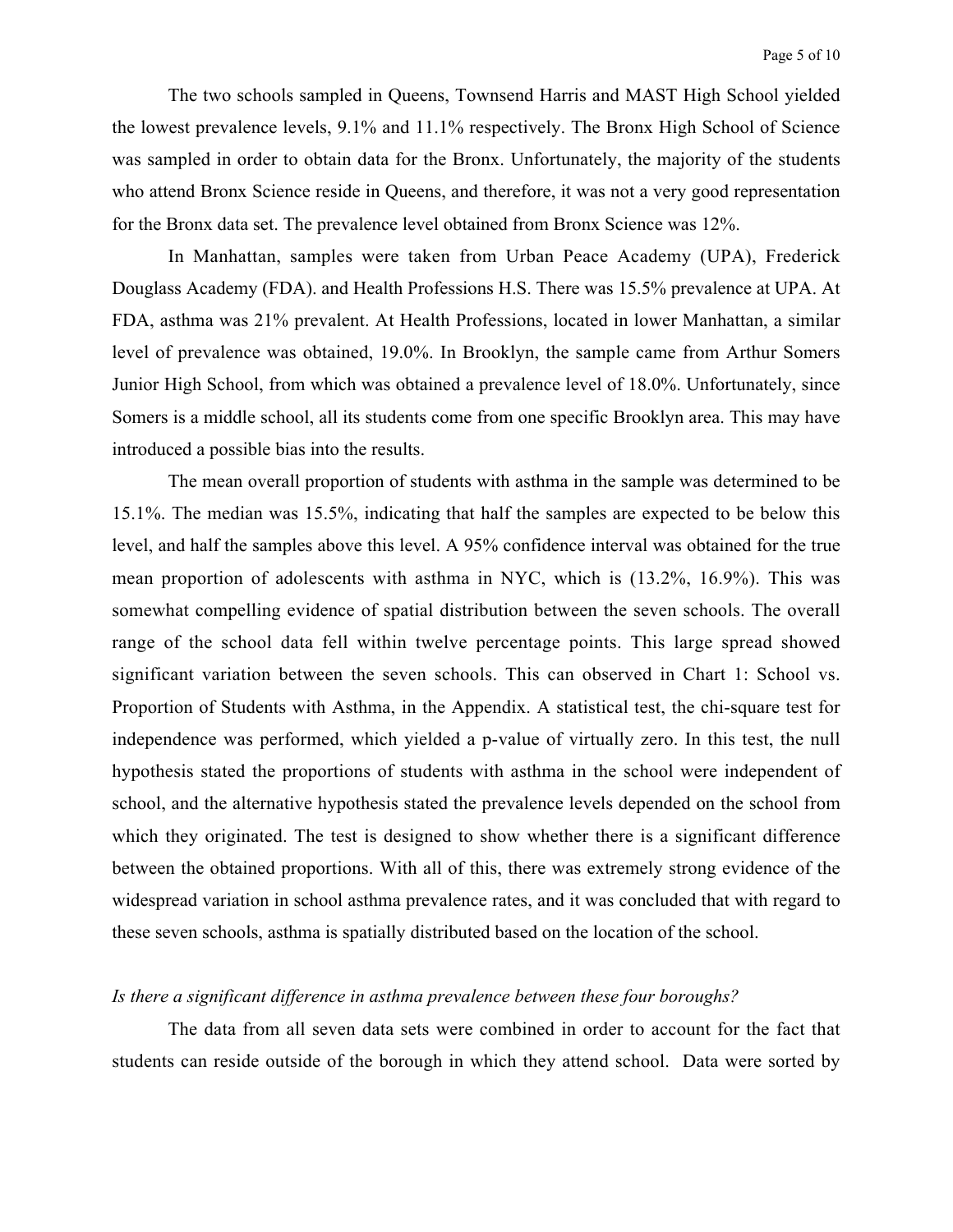The two schools sampled in Queens, Townsend Harris and MAST High School yielded the lowest prevalence levels, 9.1% and 11.1% respectively. The Bronx High School of Science was sampled in order to obtain data for the Bronx. Unfortunately, the majority of the students who attend Bronx Science reside in Queens, and therefore, it was not a very good representation for the Bronx data set. The prevalence level obtained from Bronx Science was 12%.

In Manhattan, samples were taken from Urban Peace Academy (UPA), Frederick Douglass Academy (FDA). and Health Professions H.S. There was 15.5% prevalence at UPA. At FDA, asthma was 21% prevalent. At Health Professions, located in lower Manhattan, a similar level of prevalence was obtained, 19.0%. In Brooklyn, the sample came from Arthur Somers Junior High School, from which was obtained a prevalence level of 18.0%. Unfortunately, since Somers is a middle school, all its students come from one specific Brooklyn area. This may have introduced a possible bias into the results.

The mean overall proportion of students with asthma in the sample was determined to be 15.1%. The median was 15.5%, indicating that half the samples are expected to be below this level, and half the samples above this level. A 95% confidence interval was obtained for the true mean proportion of adolescents with asthma in NYC, which is (13.2%, 16.9%). This was somewhat compelling evidence of spatial distribution between the seven schools. The overall range of the school data fell within twelve percentage points. This large spread showed significant variation between the seven schools. This can observed in Chart 1: School vs. Proportion of Students with Asthma, in the Appendix. A statistical test, the chi-square test for independence was performed, which yielded a p-value of virtually zero. In this test, the null hypothesis stated the proportions of students with asthma in the school were independent of school, and the alternative hypothesis stated the prevalence levels depended on the school from which they originated. The test is designed to show whether there is a significant difference between the obtained proportions. With all of this, there was extremely strong evidence of the widespread variation in school asthma prevalence rates, and it was concluded that with regard to these seven schools, asthma is spatially distributed based on the location of the school.

*Is there a significant difference in asthma prevalence between these four boroughs?*

The data from all seven data sets were combined in order to account for the fact that students can reside outside of the borough in which they attend school. Data were sorted by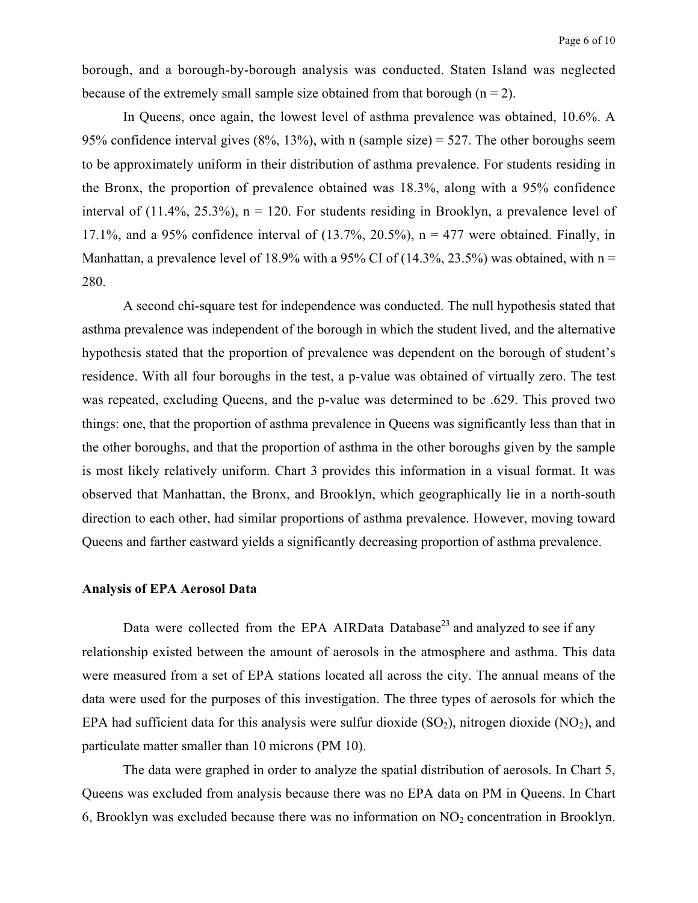borough, and a borough-by-borough analysis was conducted. Staten Island was neglected because of the extremely small sample size obtained from that borough (n = 2).

In Queens, once again, the lowest level of asthma prevalence was obtained, 10.6%. A 95% confidence interval gives (8%, 13%), with n (sample size) = 527. The other boroughs seem to be approximately uniform in their distribution of asthma prevalence. For students residing in the Bronx, the proportion of prevalence obtained was 18.3%, along with a 95% confidence interval of (11.4%, 25.3%), n = 120. For students residing in Brooklyn, a prevalence level of 17.1%, and a 95% confidence interval of (13.7%, 20.5%), n = 477 were obtained. Finally, in Manhattan, a prevalence level of 18.9% with a 95% CI of (14.3%, 23.5%) was obtained, with n = 280.

A second chi-square test for independence was conducted. The null hypothesis stated that asthma prevalence was independent of the borough in which the student lived, and the alternative hypothesis stated that the proportion of prevalence was dependent on the borough of student's residence. With all four boroughs in the test, a p-value was obtained of virtually zero. The test was repeated, excluding Queens, and the p-value was determined to be .629. This proved two things: one, that the proportion of asthma prevalence in Queens was significantly less than that in the other boroughs, and that the proportion of asthma in the other boroughs given by the sample is most likely relatively uniform. Chart 3 provides this information in a visual format. It was observed that Manhattan, the Bronx, and Brooklyn, which geographically lie in a north-south direction to each other, had similar proportions of asthma prevalence. However, moving toward Queens and farther eastward yields a significantly decreasing proportion of asthma prevalence.

**Analysis of EPA Aerosol Data**

Data were collected from the EPA AIRData Database[23] and analyzed to see if any relationship existed between the amount of aerosols in the atmosphere and asthma. This data were measured from a set of EPA stations located all across the city. The annual means of the data were used for the purposes of this investigation. The three types of aerosols for which the EPA had sufficient data for this analysis were sulfur dioxide ($SO_2$), nitrogen dioxide ($NO_2$), and particulate matter smaller than 10 microns (PM 10).

The data were graphed in order to analyze the spatial distribution of aerosols. In Chart 5, Queens was excluded from analysis because there was no EPA data on PM in Queens. In Chart 6, Brooklyn was excluded because there was no information on $NO_2$ concentration in Brooklyn.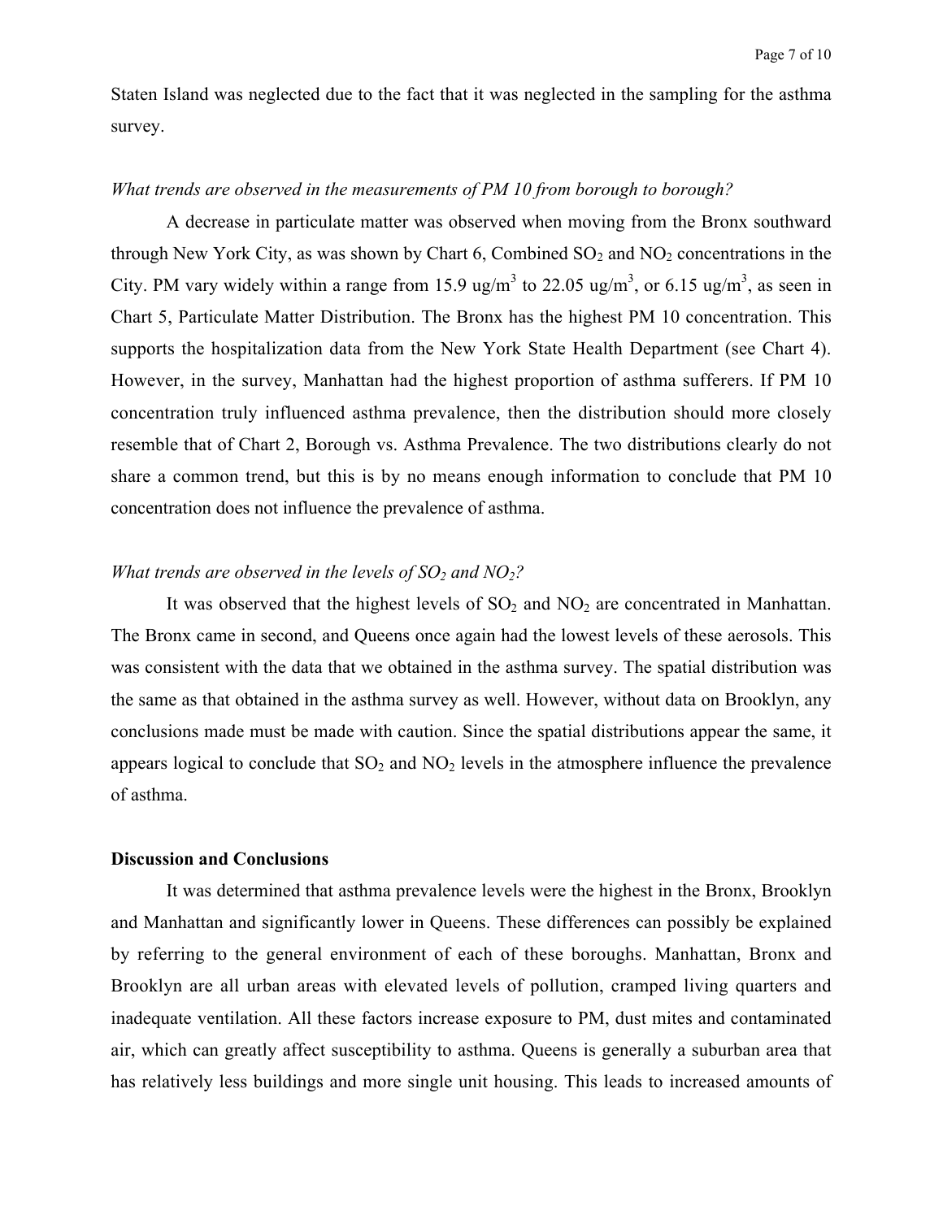Staten Island was neglected due to the fact that it was neglected in the sampling for the asthma survey.

*What trends are observed in the measurements of PM 10 from borough to borough?*

A decrease in particulate matter was observed when moving from the Bronx southward through New York City, as was shown by Chart 6, Combined $SO_2$ and $NO_2$ concentrations in the City. PM vary widely within a range from 15.9 $ug/m^3$ to 22.05 $ug/m^3$, or 6.15 $ug/m^3$, as seen in Chart 5, Particulate Matter Distribution. The Bronx has the highest PM 10 concentration. This supports the hospitalization data from the New York State Health Department (see Chart 4). However, in the survey, Manhattan had the highest proportion of asthma sufferers. If PM 10 concentration truly influenced asthma prevalence, then the distribution should more closely resemble that of Chart 2, Borough vs. Asthma Prevalence. The two distributions clearly do not share a common trend, but this is by no means enough information to conclude that PM 10 concentration does not influence the prevalence of asthma.

*What trends are observed in the levels of $SO_2$ and $NO_2$?*

It was observed that the highest levels of $SO_2$ and $NO_2$ are concentrated in Manhattan. The Bronx came in second, and Queens once again had the lowest levels of these aerosols. This was consistent with the data that we obtained in the asthma survey. The spatial distribution was the same as that obtained in the asthma survey as well. However, without data on Brooklyn, any conclusions made must be made with caution. Since the spatial distributions appear the same, it appears logical to conclude that $SO_2$ and $NO_2$ levels in the atmosphere influence the prevalence of asthma.

**Discussion and Conclusions**

It was determined that asthma prevalence levels were the highest in the Bronx, Brooklyn and Manhattan and significantly lower in Queens. These differences can possibly be explained by referring to the general environment of each of these boroughs. Manhattan, Bronx and Brooklyn are all urban areas with elevated levels of pollution, cramped living quarters and inadequate ventilation. All these factors increase exposure to PM, dust mites and contaminated air, which can greatly affect susceptibility to asthma. Queens is generally a suburban area that has relatively less buildings and more single unit housing. This leads to increased amounts of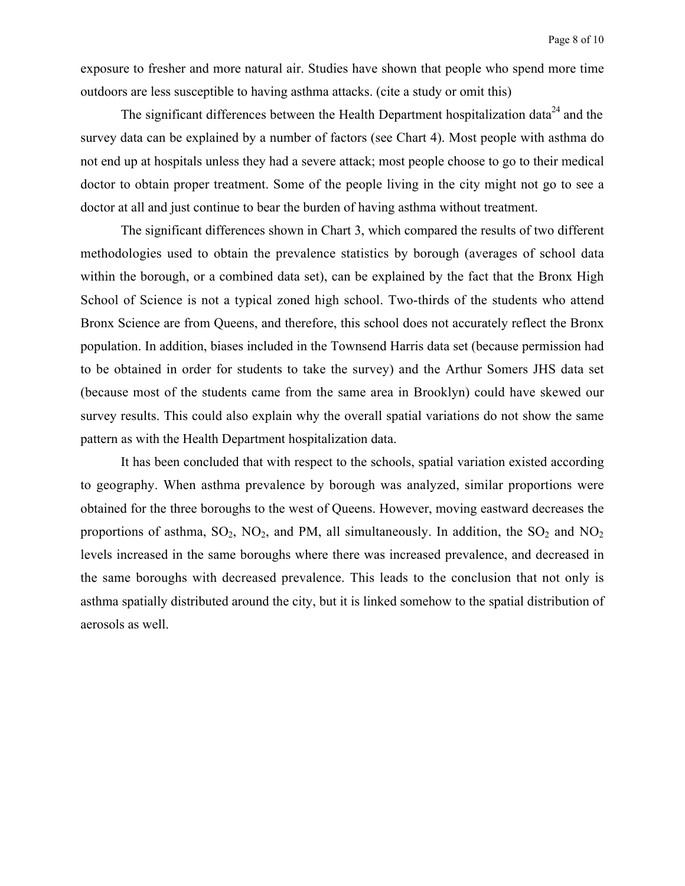exposure to fresher and more natural air. Studies have shown that people who spend more time outdoors are less susceptible to having asthma attacks. (cite a study or omit this)

The significant differences between the Health Department hospitalization data[24] and the survey data can be explained by a number of factors (see Chart 4). Most people with asthma do not end up at hospitals unless they had a severe attack; most people choose to go to their medical doctor to obtain proper treatment. Some of the people living in the city might not go to see a doctor at all and just continue to bear the burden of having asthma without treatment.

The significant differences shown in Chart 3, which compared the results of two different methodologies used to obtain the prevalence statistics by borough (averages of school data within the borough, or a combined data set), can be explained by the fact that the Bronx High School of Science is not a typical zoned high school. Two-thirds of the students who attend Bronx Science are from Queens, and therefore, this school does not accurately reflect the Bronx population. In addition, biases included in the Townsend Harris data set (because permission had to be obtained in order for students to take the survey) and the Arthur Somers JHS data set (because most of the students came from the same area in Brooklyn) could have skewed our survey results. This could also explain why the overall spatial variations do not show the same pattern as with the Health Department hospitalization data.

It has been concluded that with respect to the schools, spatial variation existed according to geography. When asthma prevalence by borough was analyzed, similar proportions were obtained for the three boroughs to the west of Queens. However, moving eastward decreases the proportions of asthma, $SO_2$, $NO_2$, and PM, all simultaneously. In addition, the $SO_2$ and $NO_2$ levels increased in the same boroughs where there was increased prevalence, and decreased in the same boroughs with decreased prevalence. This leads to the conclusion that not only is asthma spatially distributed around the city, but it is linked somehow to the spatial distribution of aerosols as well.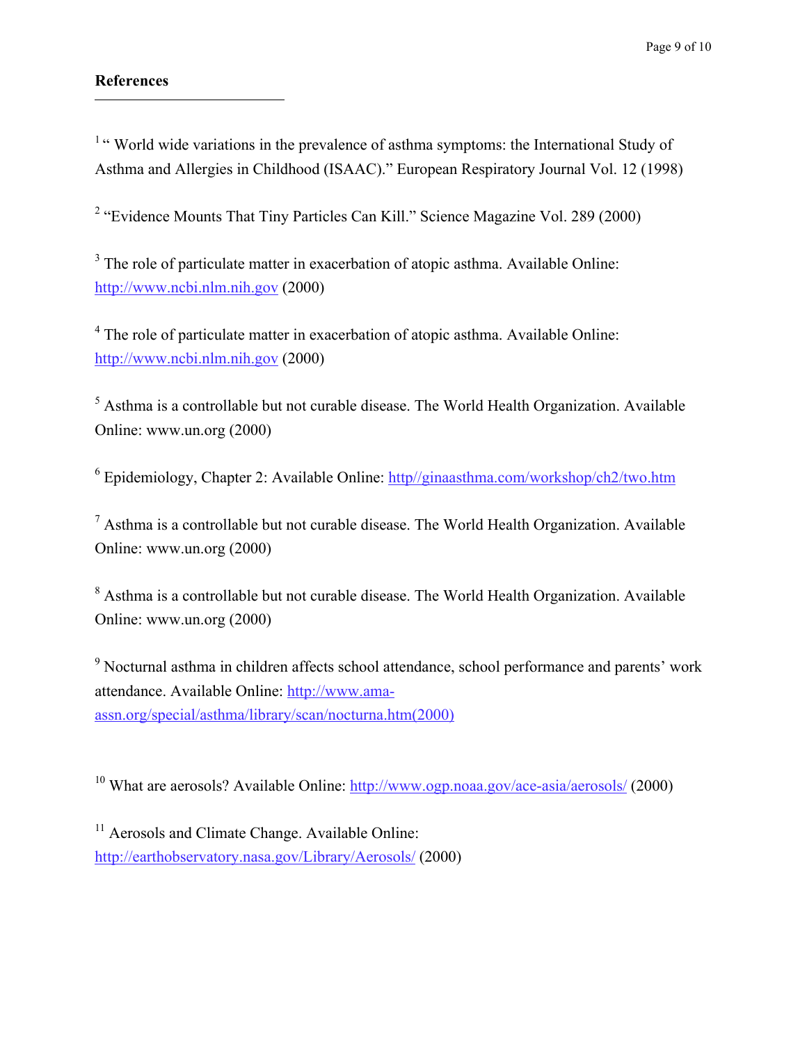## References

[1] " World wide variations in the prevalence of asthma symptoms: the International Study of Asthma and Allergies in Childhood (ISAAC)." European Respiratory Journal Vol. 12 (1998)

[2] "Evidence Mounts That Tiny Particles Can Kill." Science Magazine Vol. 289 (2000)

[3] The role of particulate matter in exacerbation of atopic asthma. Available Online: http://www.ncbi.nlm.nih.gov (2000)

[4] The role of particulate matter in exacerbation of atopic asthma. Available Online: http://www.ncbi.nlm.nih.gov (2000)

[5] Asthma is a controllable but not curable disease. The World Health Organization. Available Online: www.un.org (2000)

[6] Epidemiology, Chapter 2: Available Online: http//ginaasthma.com/workshop/ch2/two.htm

[7] Asthma is a controllable but not curable disease. The World Health Organization. Available Online: www.un.org (2000)

[8] Asthma is a controllable but not curable disease. The World Health Organization. Available Online: www.un.org (2000)

[9] Nocturnal asthma in children affects school attendance, school performance and parents' work attendance. Available Online: http://www.ama-assn.org/special/asthma/library/scan/nocturna.htm(2000)

[10] What are aerosols? Available Online: http://www.ogp.noaa.gov/ace-asia/aerosols/ (2000)

[11] Aerosols and Climate Change. Available Online: http://earthobservatory.nasa.gov/Library/Aerosols/ (2000)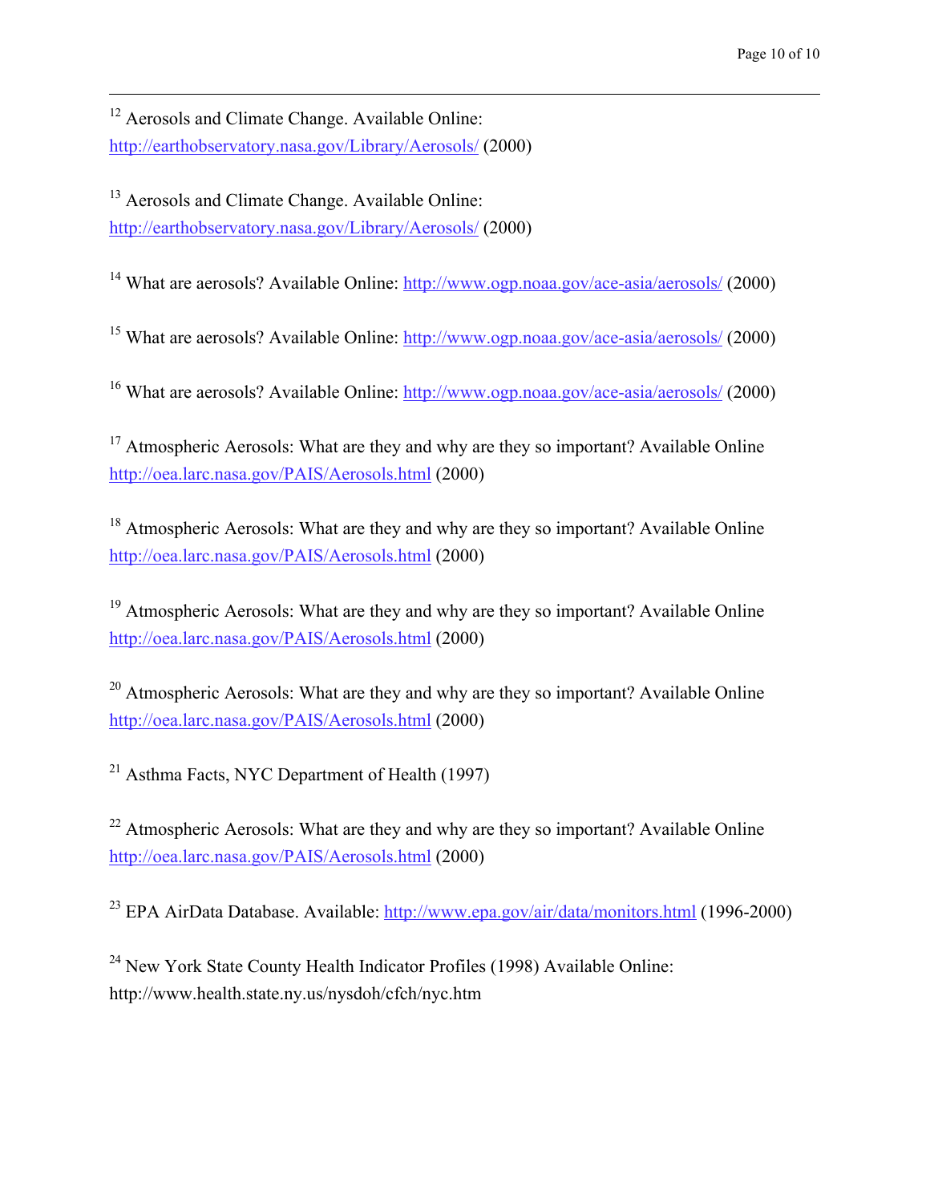[12] Aerosols and Climate Change. Available Online: http://earthobservatory.nasa.gov/Library/Aerosols/ (2000)

[13] Aerosols and Climate Change. Available Online: http://earthobservatory.nasa.gov/Library/Aerosols/ (2000)

[14] What are aerosols? Available Online: http://www.ogp.noaa.gov/ace-asia/aerosols/ (2000)

[15] What are aerosols? Available Online: http://www.ogp.noaa.gov/ace-asia/aerosols/ (2000)

[16] What are aerosols? Available Online: http://www.ogp.noaa.gov/ace-asia/aerosols/ (2000)

[17] Atmospheric Aerosols: What are they and why are they so important? Available Online http://oea.larc.nasa.gov/PAIS/Aerosols.html (2000)

[18] Atmospheric Aerosols: What are they and why are they so important? Available Online http://oea.larc.nasa.gov/PAIS/Aerosols.html (2000)

[19] Atmospheric Aerosols: What are they and why are they so important? Available Online http://oea.larc.nasa.gov/PAIS/Aerosols.html (2000)

[20] Atmospheric Aerosols: What are they and why are they so important? Available Online http://oea.larc.nasa.gov/PAIS/Aerosols.html (2000)

[21] Asthma Facts, NYC Department of Health (1997)

[22] Atmospheric Aerosols: What are they and why are they so important? Available Online http://oea.larc.nasa.gov/PAIS/Aerosols.html (2000)

[23] EPA AirData Database. Available: http://www.epa.gov/air/data/monitors.html (1996-2000)

[24] New York State County Health Indicator Profiles (1998) Available Online: http://www.health.state.ny.us/nysdoh/cfch/nyc.htm